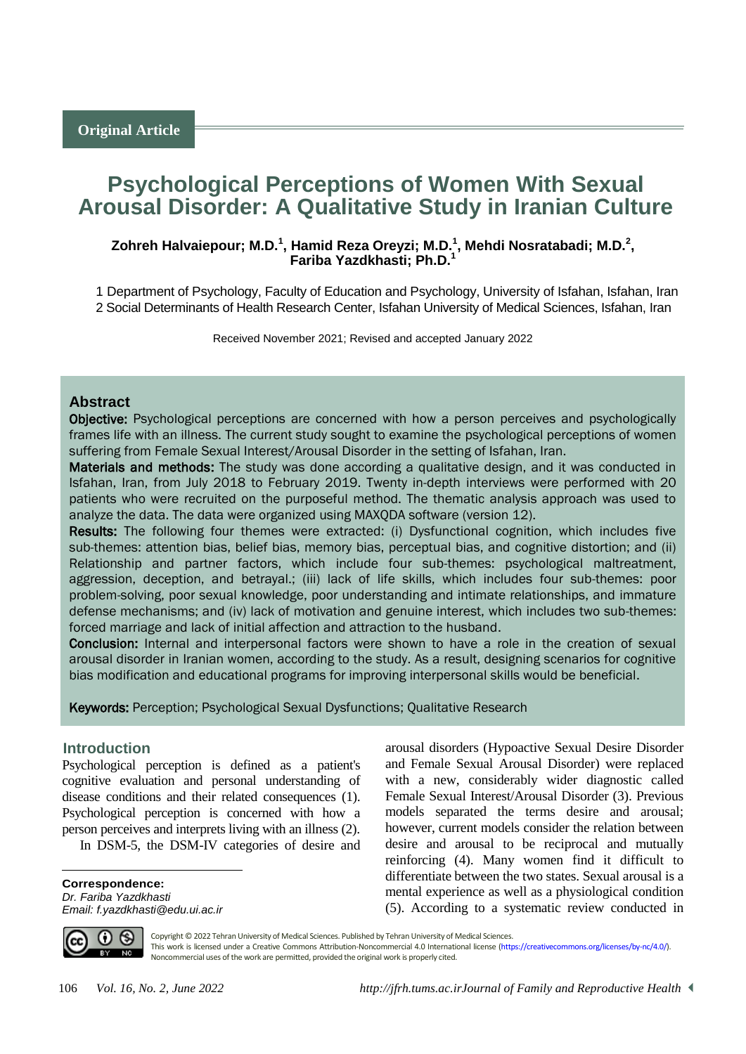Original Article

# Psychological Perceptions of Women With Sexual Arousal Disorder: A Qualitative Study in Iranian Culture

**Zohreh Halvaiepour; M.D.[1], Hamid Reza Oreyzi; M.D.[1], Mehdi Nosratabadi; M.D.[2], Fariba Yazdkhasti; Ph.D.[1]**

1 Department of Psychology, Faculty of Education and Psychology, University of Isfahan, Isfahan, Iran
2 Social Determinants of Health Research Center, Isfahan University of Medical Sciences, Isfahan, Iran

Received November 2021; Revised and accepted January 2022

## Abstract

**Objective:** Psychological perceptions are concerned with how a person perceives and psychologically frames life with an illness. The current study sought to examine the psychological perceptions of women suffering from Female Sexual Interest/Arousal Disorder in the setting of Isfahan, Iran.

**Materials and methods:** The study was done according a qualitative design, and it was conducted in Isfahan, Iran, from July 2018 to February 2019. Twenty in-depth interviews were performed with 20 patients who were recruited on the purposeful method. The thematic analysis approach was used to analyze the data. The data were organized using MAXQDA software (version 12).

**Results:** The following four themes were extracted: (i) Dysfunctional cognition, which includes five sub-themes: attention bias, belief bias, memory bias, perceptual bias, and cognitive distortion; and (ii) Relationship and partner factors, which include four sub-themes: psychological maltreatment, aggression, deception, and betrayal.; (iii) lack of life skills, which includes four sub-themes: poor problem-solving, poor sexual knowledge, poor understanding and intimate relationships, and immature defense mechanisms; and (iv) lack of motivation and genuine interest, which includes two sub-themes: forced marriage and lack of initial affection and attraction to the husband.

**Conclusion:** Internal and interpersonal factors were shown to have a role in the creation of sexual arousal disorder in Iranian women, according to the study. As a result, designing scenarios for cognitive bias modification and educational programs for improving interpersonal skills would be beneficial.

**Keywords:** Perception; Psychological Sexual Dysfunctions; Qualitative Research

## Introduction

Psychological perception is defined as a patient's cognitive evaluation and personal understanding of disease conditions and their related consequences (1). Psychological perception is concerned with how a person perceives and interprets living with an illness (2).

In DSM-5, the DSM-IV categories of desire and arousal disorders (Hypoactive Sexual Desire Disorder and Female Sexual Arousal Disorder) were replaced with a new, considerably wider diagnostic called Female Sexual Interest/Arousal Disorder (3). Previous models separated the terms desire and arousal; however, current models consider the relation between desire and arousal to be reciprocal and mutually reinforcing (4). Many women find it difficult to differentiate between the two states. Sexual arousal is a mental experience as well as a physiological condition (5). According to a systematic review conducted in

**Correspondence:**
*Dr. Fariba Yazdkhasti*
*Email: f.yazdkhasti@edu.ui.ac.ir*

Copyright © 2022 Tehran University of Medical Sciences. Published by Tehran University of Medical Sciences.
This work is licensed under a Creative Commons Attribution-Noncommercial 4.0 International license (https://creativecommons.org/licenses/by-nc/4.0/). Noncommercial uses of the work are permitted, provided the original work is properly cited.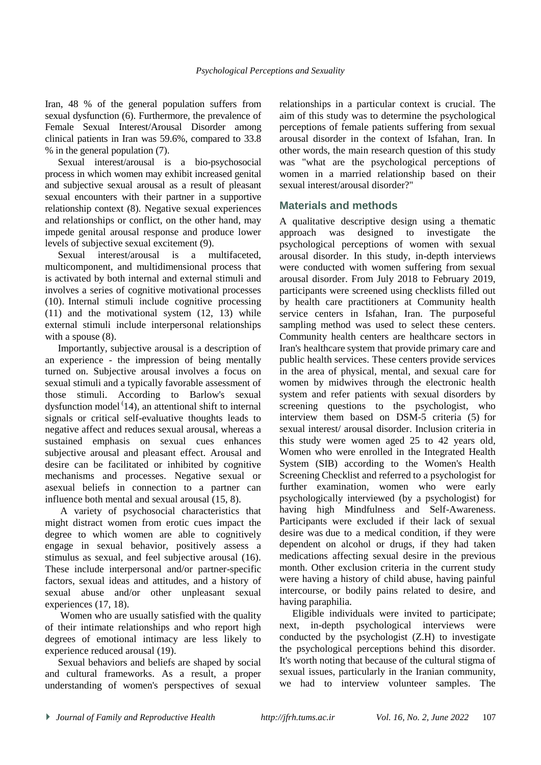Iran, 48 % of the general population suffers from sexual dysfunction (6). Furthermore, the prevalence of Female Sexual Interest/Arousal Disorder among clinical patients in Iran was 59.6%, compared to 33.8 % in the general population (7).

Sexual interest/arousal is a bio-psychosocial process in which women may exhibit increased genital and subjective sexual arousal as a result of pleasant sexual encounters with their partner in a supportive relationship context (8). Negative sexual experiences and relationships or conflict, on the other hand, may impede genital arousal response and produce lower levels of subjective sexual excitement (9).

Sexual interest/arousal is a multifaceted, multicomponent, and multidimensional process that is activated by both internal and external stimuli and involves a series of cognitive motivational processes (10). Internal stimuli include cognitive processing (11) and the motivational system (12, 13) while external stimuli include interpersonal relationships with a spouse (8).

Importantly, subjective arousal is a description of an experience - the impression of being mentally turned on. Subjective arousal involves a focus on sexual stimuli and a typically favorable assessment of those stimuli. According to Barlow's sexual dysfunction model (14), an attentional shift to internal signals or critical self-evaluative thoughts leads to negative affect and reduces sexual arousal, whereas a sustained emphasis on sexual cues enhances subjective arousal and pleasant effect. Arousal and desire can be facilitated or inhibited by cognitive mechanisms and processes. Negative sexual or asexual beliefs in connection to a partner can influence both mental and sexual arousal (15, 8).

A variety of psychosocial characteristics that might distract women from erotic cues impact the degree to which women are able to cognitively engage in sexual behavior, positively assess a stimulus as sexual, and feel subjective arousal (16). These include interpersonal and/or partner-specific factors, sexual ideas and attitudes, and a history of sexual abuse and/or other unpleasant sexual experiences (17, 18).

Women who are usually satisfied with the quality of their intimate relationships and who report high degrees of emotional intimacy are less likely to experience reduced arousal (19).

Sexual behaviors and beliefs are shaped by social and cultural frameworks. As a result, a proper understanding of women's perspectives of sexual relationships in a particular context is crucial. The aim of this study was to determine the psychological perceptions of female patients suffering from sexual arousal disorder in the context of Isfahan, Iran. In other words, the main research question of this study was "what are the psychological perceptions of women in a married relationship based on their sexual interest/arousal disorder?"

## Materials and methods

A qualitative descriptive design using a thematic approach was designed to investigate the psychological perceptions of women with sexual arousal disorder. In this study, in-depth interviews were conducted with women suffering from sexual arousal disorder. From July 2018 to February 2019, participants were screened using checklists filled out by health care practitioners at Community health service centers in Isfahan, Iran. The purposeful sampling method was used to select these centers. Community health centers are healthcare sectors in Iran's healthcare system that provide primary care and public health services. These centers provide services in the area of physical, mental, and sexual care for women by midwives through the electronic health system and refer patients with sexual disorders by screening questions to the psychologist, who interview them based on DSM-5 criteria (5) for sexual interest/ arousal disorder. Inclusion criteria in this study were women aged 25 to 42 years old, Women who were enrolled in the Integrated Health System (SIB) according to the Women's Health Screening Checklist and referred to a psychologist for further examination, women who were early psychologically interviewed (by a psychologist) for having high Mindfulness and Self-Awareness. Participants were excluded if their lack of sexual desire was due to a medical condition, if they were dependent on alcohol or drugs, if they had taken medications affecting sexual desire in the previous month. Other exclusion criteria in the current study were having a history of child abuse, having painful intercourse, or bodily pains related to desire, and having paraphilia.

Eligible individuals were invited to participate; next, in-depth psychological interviews were conducted by the psychologist (Z.H) to investigate the psychological perceptions behind this disorder. It's worth noting that because of the cultural stigma of sexual issues, particularly in the Iranian community, we had to interview volunteer samples. The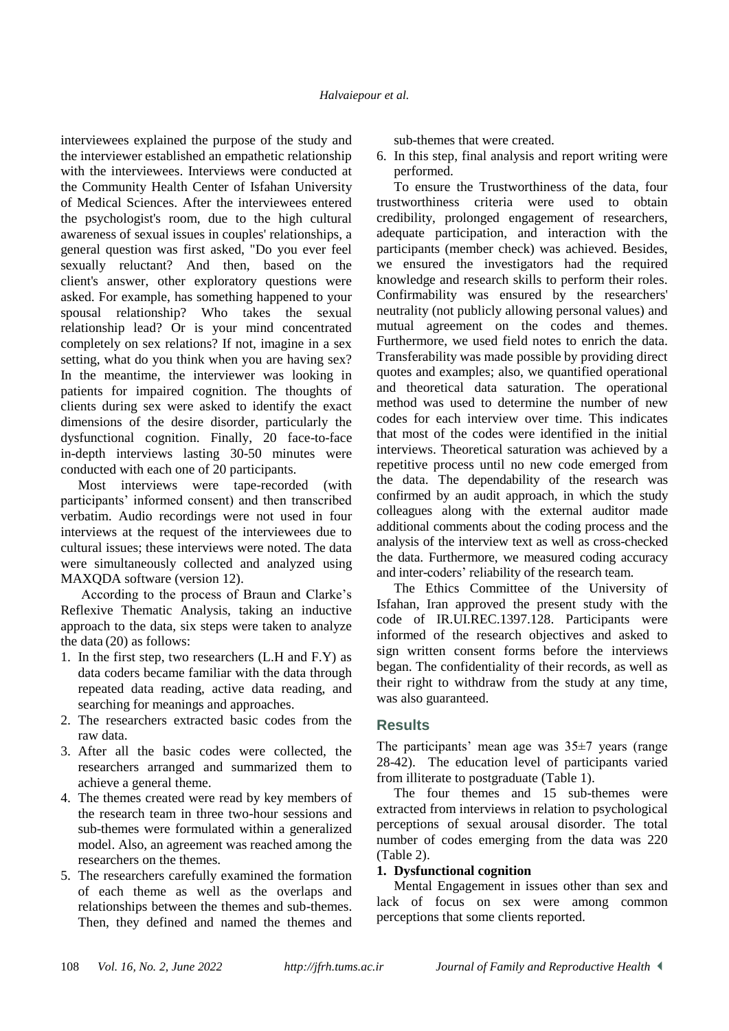interviewees explained the purpose of the study and the interviewer established an empathetic relationship with the interviewees. Interviews were conducted at the Community Health Center of Isfahan University of Medical Sciences. After the interviewees entered the psychologist's room, due to the high cultural awareness of sexual issues in couples' relationships, a general question was first asked, "Do you ever feel sexually reluctant? And then, based on the client's answer, other exploratory questions were asked. For example, has something happened to your spousal relationship? Who takes the sexual relationship lead? Or is your mind concentrated completely on sex relations? If not, imagine in a sex setting, what do you think when you are having sex? In the meantime, the interviewer was looking in patients for impaired cognition. The thoughts of clients during sex were asked to identify the exact dimensions of the desire disorder, particularly the dysfunctional cognition. Finally, 20 face-to-face in-depth interviews lasting 30-50 minutes were conducted with each one of 20 participants.

Most interviews were tape-recorded (with participants' informed consent) and then transcribed verbatim. Audio recordings were not used in four interviews at the request of the interviewees due to cultural issues; these interviews were noted. The data were simultaneously collected and analyzed using MAXQDA software (version 12).

According to the process of Braun and Clarke's Reflexive Thematic Analysis, taking an inductive approach to the data, six steps were taken to analyze the data (20) as follows:

1. In the first step, two researchers (L.H and F.Y) as data coders became familiar with the data through repeated data reading, active data reading, and searching for meanings and approaches.
2. The researchers extracted basic codes from the raw data.
3. After all the basic codes were collected, the researchers arranged and summarized them to achieve a general theme.
4. The themes created were read by key members of the research team in three two-hour sessions and sub-themes were formulated within a generalized model. Also, an agreement was reached among the researchers on the themes.
5. The researchers carefully examined the formation of each theme as well as the overlaps and relationships between the themes and sub-themes. Then, they defined and named the themes and sub-themes that were created.
6. In this step, final analysis and report writing were performed.

To ensure the Trustworthiness of the data, four trustworthiness criteria were used to obtain credibility, prolonged engagement of researchers, adequate participation, and interaction with the participants (member check) was achieved. Besides, we ensured the investigators had the required knowledge and research skills to perform their roles. Confirmability was ensured by the researchers' neutrality (not publicly allowing personal values) and mutual agreement on the codes and themes. Furthermore, we used field notes to enrich the data. Transferability was made possible by providing direct quotes and examples; also, we quantified operational and theoretical data saturation. The operational method was used to determine the number of new codes for each interview over time. This indicates that most of the codes were identified in the initial interviews. Theoretical saturation was achieved by a repetitive process until no new code emerged from the data. The dependability of the research was confirmed by an audit approach, in which the study colleagues along with the external auditor made additional comments about the coding process and the analysis of the interview text as well as cross-checked the data. Furthermore, we measured coding accuracy and inter-coders' reliability of the research team.

The Ethics Committee of the University of Isfahan, Iran approved the present study with the code of IR.UI.REC.1397.128. Participants were informed of the research objectives and asked to sign written consent forms before the interviews began. The confidentiality of their records, as well as their right to withdraw from the study at any time, was also guaranteed.

## Results

The participants' mean age was 35±7 years (range 28-42). The education level of participants varied from illiterate to postgraduate (Table 1).

The four themes and 15 sub-themes were extracted from interviews in relation to psychological perceptions of sexual arousal disorder. The total number of codes emerging from the data was 220 (Table 2).

**1. Dysfunctional cognition**

Mental Engagement in issues other than sex and lack of focus on sex were among common perceptions that some clients reported.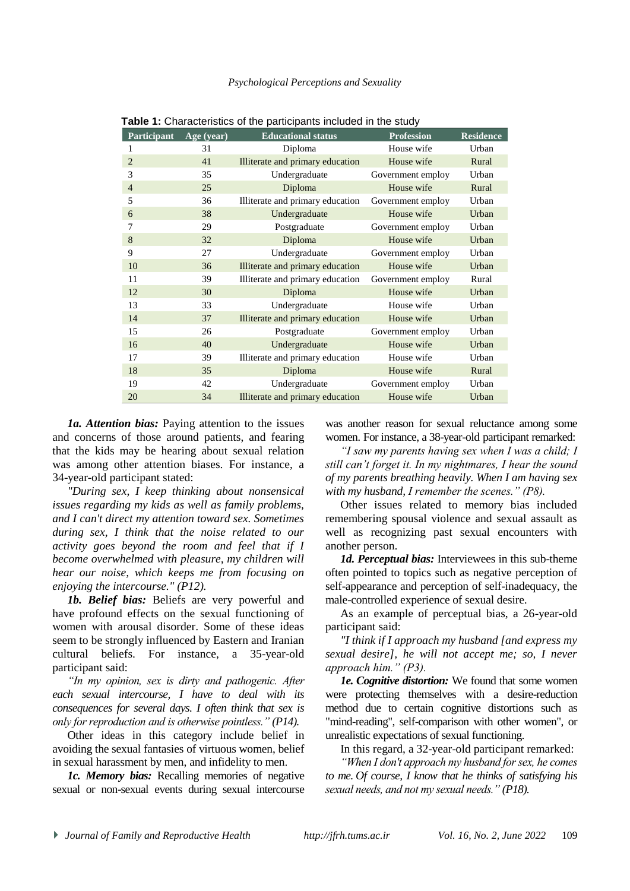**Table 1:** Characteristics of the participants included in the study

| Participant | Age (year) | Educational status | Profession | Residence |
|---|---|---|---|---|
| 1 | 31 | Diploma | House wife | Urban |
| 2 | 41 | Illiterate and primary education | House wife | Rural |
| 3 | 35 | Undergraduate | Government employ | Urban |
| 4 | 25 | Diploma | House wife | Rural |
| 5 | 36 | Illiterate and primary education | Government employ | Urban |
| 6 | 38 | Undergraduate | House wife | Urban |
| 7 | 29 | Postgraduate | Government employ | Urban |
| 8 | 32 | Diploma | House wife | Urban |
| 9 | 27 | Undergraduate | Government employ | Urban |
| 10 | 36 | Illiterate and primary education | House wife | Urban |
| 11 | 39 | Illiterate and primary education | Government employ | Rural |
| 12 | 30 | Diploma | House wife | Urban |
| 13 | 33 | Undergraduate | House wife | Urban |
| 14 | 37 | Illiterate and primary education | House wife | Urban |
| 15 | 26 | Postgraduate | Government employ | Urban |
| 16 | 40 | Undergraduate | House wife | Urban |
| 17 | 39 | Illiterate and primary education | House wife | Urban |
| 18 | 35 | Diploma | House wife | Rural |
| 19 | 42 | Undergraduate | Government employ | Urban |
| 20 | 34 | Illiterate and primary education | House wife | Urban |

***1a. Attention bias:*** Paying attention to the issues and concerns of those around patients, and fearing that the kids may be hearing about sexual relation was among other attention biases. For instance, a 34-year-old participant stated:

*"During sex, I keep thinking about nonsensical issues regarding my kids as well as family problems, and I can't direct my attention toward sex. Sometimes during sex, I think that the noise related to our activity goes beyond the room and feel that if I become overwhelmed with pleasure, my children will hear our noise, which keeps me from focusing on enjoying the intercourse." (P12).*

***1b. Belief bias:*** Beliefs are very powerful and have profound effects on the sexual functioning of women with arousal disorder. Some of these ideas seem to be strongly influenced by Eastern and Iranian cultural beliefs. For instance, a 35-year-old participant said:

*"In my opinion, sex is dirty and pathogenic. After each sexual intercourse, I have to deal with its consequences for several days. I often think that sex is only for reproduction and is otherwise pointless." (P14).*

Other ideas in this category include belief in avoiding the sexual fantasies of virtuous women, belief in sexual harassment by men, and infidelity to men.

***1c. Memory bias:*** Recalling memories of negative sexual or non-sexual events during sexual intercourse was another reason for sexual reluctance among some women. For instance, a 38-year-old participant remarked:

*"I saw my parents having sex when I was a child; I still can't forget it. In my nightmares, I hear the sound of my parents breathing heavily. When I am having sex with my husband, I remember the scenes." (P8).*

Other issues related to memory bias included remembering spousal violence and sexual assault as well as recognizing past sexual encounters with another person.

***1d. Perceptual bias:*** Interviewees in this sub-theme often pointed to topics such as negative perception of self-appearance and perception of self-inadequacy, the male-controlled experience of sexual desire.

As an example of perceptual bias, a 26-year-old participant said:

*"I think if I approach my husband [and express my sexual desire], he will not accept me; so, I never approach him." (P3).*

***1e. Cognitive distortion:*** We found that some women were protecting themselves with a desire-reduction method due to certain cognitive distortions such as "mind-reading", self-comparison with other women", or unrealistic expectations of sexual functioning.

In this regard, a 32-year-old participant remarked:

*"When I don't approach my husband for sex, he comes to me. Of course, I know that he thinks of satisfying his sexual needs, and not my sexual needs." (P18).*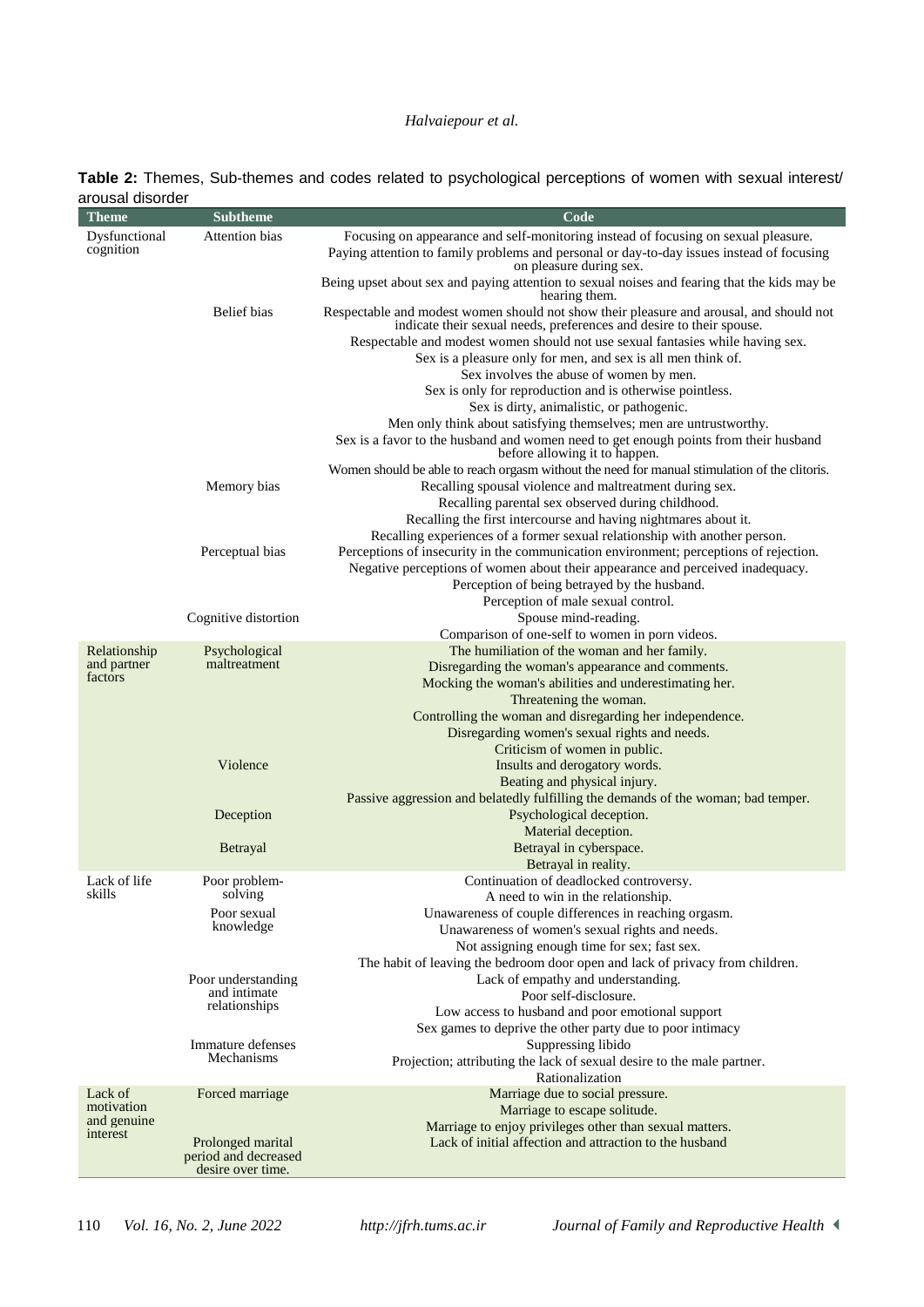**Table 2:** Themes, Sub-themes and codes related to psychological perceptions of women with sexual interest/ arousal disorder

| Theme | Subtheme | Code |
|---|---|---|
| Dysfunctional cognition | Attention bias | Focusing on appearance and self-monitoring instead of focusing on sexual pleasure. |
| | | Paying attention to family problems and personal or day-to-day issues instead of focusing on pleasure during sex. |
| | | Being upset about sex and paying attention to sexual noises and fearing that the kids may be hearing them. |
| | Belief bias | Respectable and modest women should not show their pleasure and arousal, and should not indicate their sexual needs, preferences and desire to their spouse. |
| | | Respectable and modest women should not use sexual fantasies while having sex. |
| | | Sex is a pleasure only for men, and sex is all men think of. |
| | | Sex involves the abuse of women by men. |
| | | Sex is only for reproduction and is otherwise pointless. |
| | | Sex is dirty, animalistic, or pathogenic. |
| | | Men only think about satisfying themselves; men are untrustworthy. |
| | | Sex is a favor to the husband and women need to get enough points from their husband before allowing it to happen. |
| | | Women should be able to reach orgasm without the need for manual stimulation of the clitoris. |
| | Memory bias | Recalling spousal violence and maltreatment during sex. |
| | | Recalling parental sex observed during childhood. |
| | | Recalling the first intercourse and having nightmares about it. |
| | | Recalling experiences of a former sexual relationship with another person. |
| | Perceptual bias | Perceptions of insecurity in the communication environment; perceptions of rejection. |
| | | Negative perceptions of women about their appearance and perceived inadequacy. |
| | | Perception of being betrayed by the husband. |
| | | Perception of male sexual control. |
| | Cognitive distortion | Spouse mind-reading. |
| | | Comparison of one-self to women in porn videos. |
| Relationship and partner factors | Psychological maltreatment | The humiliation of the woman and her family. |
| | | Disregarding the woman's appearance and comments. |
| | | Mocking the woman's abilities and underestimating her. |
| | | Threatening the woman. |
| | | Controlling the woman and disregarding her independence. |
| | | Disregarding women's sexual rights and needs. |
| | | Criticism of women in public. |
| | Violence | Insults and derogatory words. |
| | | Beating and physical injury. |
| | | Passive aggression and belatedly fulfilling the demands of the woman; bad temper. |
| | Deception | Psychological deception. |
| | | Material deception. |
| | Betrayal | Betrayal in cyberspace. |
| | | Betrayal in reality. |
| Lack of life skills | Poor problem-solving | Continuation of deadlocked controversy. |
| | | A need to win in the relationship. |
| | Poor sexual knowledge | Unawareness of couple differences in reaching orgasm. |
| | | Unawareness of women's sexual rights and needs. |
| | | Not assigning enough time for sex; fast sex. |
| | | The habit of leaving the bedroom door open and lack of privacy from children. |
| | Poor understanding and intimate relationships | Lack of empathy and understanding. |
| | | Poor self-disclosure. |
| | | Low access to husband and poor emotional support |
| | | Sex games to deprive the other party due to poor intimacy |
| | Immature defenses Mechanisms | Suppressing libido |
| | | Projection; attributing the lack of sexual desire to the male partner. |
| | | Rationalization |
| Lack of motivation and genuine interest | Forced marriage | Marriage due to social pressure. |
| | | Marriage to escape solitude. |
| | | Marriage to enjoy privileges other than sexual matters. |
| | Prolonged marital period and decreased desire over time. | Lack of initial affection and attraction to the husband |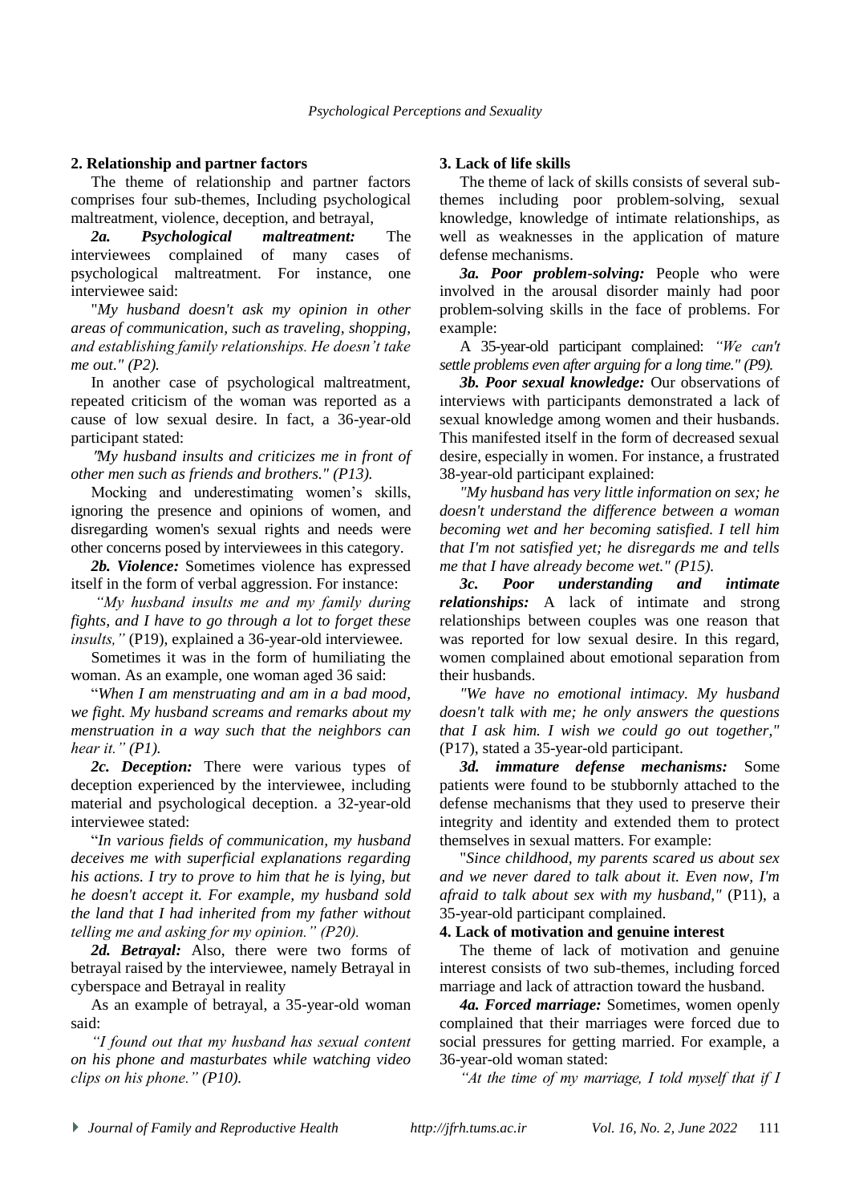**2. Relationship and partner factors**

The theme of relationship and partner factors comprises four sub-themes, Including psychological maltreatment, violence, deception, and betrayal,

***2a. Psychological maltreatment:*** The interviewees complained of many cases of psychological maltreatment. For instance, one interviewee said:

"*My husband doesn't ask my opinion in other areas of communication, such as traveling, shopping, and establishing family relationships. He doesn't take me out." (P2).*

In another case of psychological maltreatment, repeated criticism of the woman was reported as a cause of low sexual desire. In fact, a 36-year-old participant stated:

*"My husband insults and criticizes me in front of other men such as friends and brothers." (P13).*

Mocking and underestimating women's skills, ignoring the presence and opinions of women, and disregarding women's sexual rights and needs were other concerns posed by interviewees in this category.

***2b. Violence:*** Sometimes violence has expressed itself in the form of verbal aggression. For instance:

*"My husband insults me and my family during fights, and I have to go through a lot to forget these insults,"* (P19), explained a 36-year-old interviewee.

Sometimes it was in the form of humiliating the woman. As an example, one woman aged 36 said:

"*When I am menstruating and am in a bad mood, we fight. My husband screams and remarks about my menstruation in a way such that the neighbors can hear it." (P1).*

***2c. Deception:*** There were various types of deception experienced by the interviewee, including material and psychological deception. a 32-year-old interviewee stated:

"*In various fields of communication, my husband deceives me with superficial explanations regarding his actions. I try to prove to him that he is lying, but he doesn't accept it. For example, my husband sold the land that I had inherited from my father without telling me and asking for my opinion." (P20).*

***2d. Betrayal:*** Also, there were two forms of betrayal raised by the interviewee, namely Betrayal in cyberspace and Betrayal in reality

As an example of betrayal, a 35-year-old woman said:

*"I found out that my husband has sexual content on his phone and masturbates while watching video clips on his phone." (P10).*

**3. Lack of life skills**

The theme of lack of skills consists of several sub-themes including poor problem-solving, sexual knowledge, knowledge of intimate relationships, as well as weaknesses in the application of mature defense mechanisms.

***3a. Poor problem-solving:*** People who were involved in the arousal disorder mainly had poor problem-solving skills in the face of problems. For example:

A 35-year-old participant complained: *"We can't settle problems even after arguing for a long time." (P9).*

***3b. Poor sexual knowledge:*** Our observations of interviews with participants demonstrated a lack of sexual knowledge among women and their husbands. This manifested itself in the form of decreased sexual desire, especially in women. For instance, a frustrated 38-year-old participant explained:

*"My husband has very little information on sex; he doesn't understand the difference between a woman becoming wet and her becoming satisfied. I tell him that I'm not satisfied yet; he disregards me and tells me that I have already become wet." (P15).*

***3c. Poor understanding and intimate relationships:*** A lack of intimate and strong relationships between couples was one reason that was reported for low sexual desire. In this regard, women complained about emotional separation from their husbands.

*"We have no emotional intimacy. My husband doesn't talk with me; he only answers the questions that I ask him. I wish we could go out together,"* (P17), stated a 35-year-old participant.

***3d. immature defense mechanisms:*** Some patients were found to be stubbornly attached to the defense mechanisms that they used to preserve their integrity and identity and extended them to protect themselves in sexual matters. For example:

"*Since childhood, my parents scared us about sex and we never dared to talk about it. Even now, I'm afraid to talk about sex with my husband,"* (P11), a 35-year-old participant complained.

**4. Lack of motivation and genuine interest**

The theme of lack of motivation and genuine interest consists of two sub-themes, including forced marriage and lack of attraction toward the husband.

***4a. Forced marriage:*** Sometimes, women openly complained that their marriages were forced due to social pressures for getting married. For example, a 36-year-old woman stated:

*"At the time of my marriage, I told myself that if I*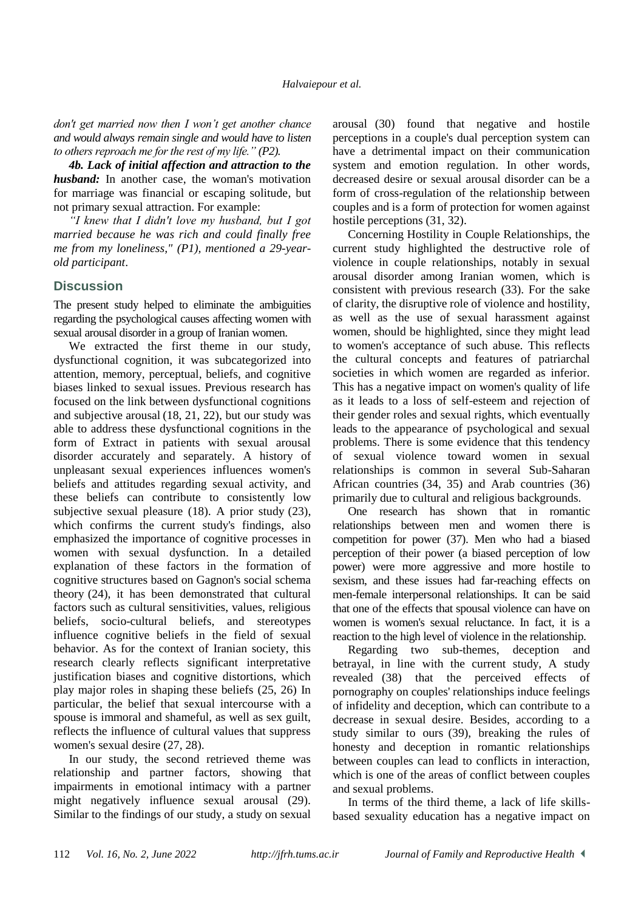*don't get married now then I won't get another chance and would always remain single and would have to listen to others reproach me for the rest of my life." (P2).*

***4b. Lack of initial affection and attraction to the husband:*** In another case, the woman's motivation for marriage was financial or escaping solitude, but not primary sexual attraction. For example:

*"I knew that I didn't love my husband, but I got married because he was rich and could finally free me from my loneliness," (P1), mentioned a 29-year-old participant*.

## Discussion

The present study helped to eliminate the ambiguities regarding the psychological causes affecting women with sexual arousal disorder in a group of Iranian women.

We extracted the first theme in our study, dysfunctional cognition, it was subcategorized into attention, memory, perceptual, beliefs, and cognitive biases linked to sexual issues. Previous research has focused on the link between dysfunctional cognitions and subjective arousal (18, 21, 22), but our study was able to address these dysfunctional cognitions in the form of Extract in patients with sexual arousal disorder accurately and separately. A history of unpleasant sexual experiences influences women's beliefs and attitudes regarding sexual activity, and these beliefs can contribute to consistently low subjective sexual pleasure (18). A prior study (23), which confirms the current study's findings, also emphasized the importance of cognitive processes in women with sexual dysfunction. In a detailed explanation of these factors in the formation of cognitive structures based on Gagnon's social schema theory (24), it has been demonstrated that cultural factors such as cultural sensitivities, values, religious beliefs, socio-cultural beliefs, and stereotypes influence cognitive beliefs in the field of sexual behavior. As for the context of Iranian society, this research clearly reflects significant interpretative justification biases and cognitive distortions, which play major roles in shaping these beliefs (25, 26) In particular, the belief that sexual intercourse with a spouse is immoral and shameful, as well as sex guilt, reflects the influence of cultural values that suppress women's sexual desire (27, 28).

In our study, the second retrieved theme was relationship and partner factors, showing that impairments in emotional intimacy with a partner might negatively influence sexual arousal (29). Similar to the findings of our study, a study on sexual arousal (30) found that negative and hostile perceptions in a couple's dual perception system can have a detrimental impact on their communication system and emotion regulation. In other words, decreased desire or sexual arousal disorder can be a form of cross-regulation of the relationship between couples and is a form of protection for women against hostile perceptions (31, 32).

Concerning Hostility in Couple Relationships, the current study highlighted the destructive role of violence in couple relationships, notably in sexual arousal disorder among Iranian women, which is consistent with previous research (33). For the sake of clarity, the disruptive role of violence and hostility, as well as the use of sexual harassment against women, should be highlighted, since they might lead to women's acceptance of such abuse. This reflects the cultural concepts and features of patriarchal societies in which women are regarded as inferior. This has a negative impact on women's quality of life as it leads to a loss of self-esteem and rejection of their gender roles and sexual rights, which eventually leads to the appearance of psychological and sexual problems. There is some evidence that this tendency of sexual violence toward women in sexual relationships is common in several Sub-Saharan African countries (34, 35) and Arab countries (36) primarily due to cultural and religious backgrounds.

One research has shown that in romantic relationships between men and women there is competition for power (37). Men who had a biased perception of their power (a biased perception of low power) were more aggressive and more hostile to sexism, and these issues had far-reaching effects on men-female interpersonal relationships. It can be said that one of the effects that spousal violence can have on women is women's sexual reluctance. In fact, it is a reaction to the high level of violence in the relationship.

Regarding two sub-themes, deception and betrayal, in line with the current study, A study revealed (38) that the perceived effects of pornography on couples' relationships induce feelings of infidelity and deception, which can contribute to a decrease in sexual desire. Besides, according to a study similar to ours (39), breaking the rules of honesty and deception in romantic relationships between couples can lead to conflicts in interaction, which is one of the areas of conflict between couples and sexual problems.

In terms of the third theme, a lack of life skills-based sexuality education has a negative impact on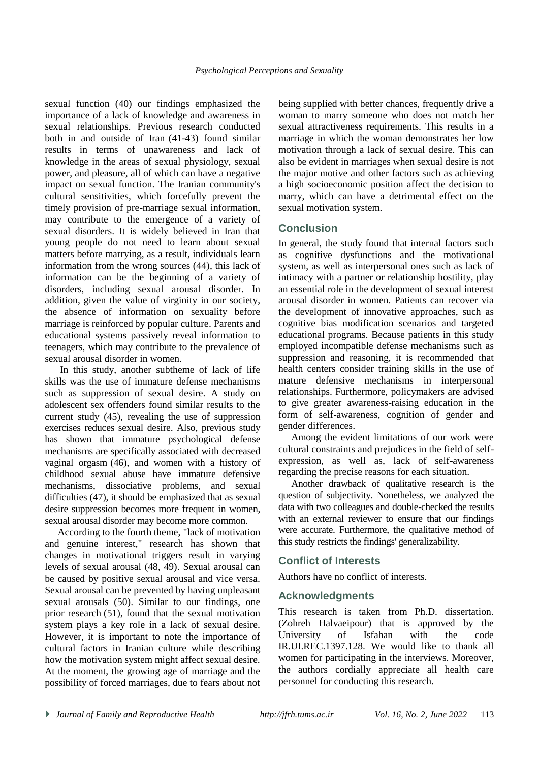sexual function (40) our findings emphasized the importance of a lack of knowledge and awareness in sexual relationships. Previous research conducted both in and outside of Iran (41-43) found similar results in terms of unawareness and lack of knowledge in the areas of sexual physiology, sexual power, and pleasure, all of which can have a negative impact on sexual function. The Iranian community's cultural sensitivities, which forcefully prevent the timely provision of pre-marriage sexual information, may contribute to the emergence of a variety of sexual disorders. It is widely believed in Iran that young people do not need to learn about sexual matters before marrying, as a result, individuals learn information from the wrong sources (44), this lack of information can be the beginning of a variety of disorders, including sexual arousal disorder. In addition, given the value of virginity in our society, the absence of information on sexuality before marriage is reinforced by popular culture. Parents and educational systems passively reveal information to teenagers, which may contribute to the prevalence of sexual arousal disorder in women.

In this study, another subtheme of lack of life skills was the use of immature defense mechanisms such as suppression of sexual desire. A study on adolescent sex offenders found similar results to the current study (45), revealing the use of suppression exercises reduces sexual desire. Also, previous study has shown that immature psychological defense mechanisms are specifically associated with decreased vaginal orgasm (46), and women with a history of childhood sexual abuse have immature defensive mechanisms, dissociative problems, and sexual difficulties (47), it should be emphasized that as sexual desire suppression becomes more frequent in women, sexual arousal disorder may become more common.

According to the fourth theme, "lack of motivation and genuine interest," research has shown that changes in motivational triggers result in varying levels of sexual arousal (48, 49). Sexual arousal can be caused by positive sexual arousal and vice versa. Sexual arousal can be prevented by having unpleasant sexual arousals (50). Similar to our findings, one prior research (51), found that the sexual motivation system plays a key role in a lack of sexual desire. However, it is important to note the importance of cultural factors in Iranian culture while describing how the motivation system might affect sexual desire. At the moment, the growing age of marriage and the possibility of forced marriages, due to fears about not being supplied with better chances, frequently drive a woman to marry someone who does not match her sexual attractiveness requirements. This results in a marriage in which the woman demonstrates her low motivation through a lack of sexual desire. This can also be evident in marriages when sexual desire is not the major motive and other factors such as achieving a high socioeconomic position affect the decision to marry, which can have a detrimental effect on the sexual motivation system.

## Conclusion

In general, the study found that internal factors such as cognitive dysfunctions and the motivational system, as well as interpersonal ones such as lack of intimacy with a partner or relationship hostility, play an essential role in the development of sexual interest arousal disorder in women. Patients can recover via the development of innovative approaches, such as cognitive bias modification scenarios and targeted educational programs. Because patients in this study employed incompatible defense mechanisms such as suppression and reasoning, it is recommended that health centers consider training skills in the use of mature defensive mechanisms in interpersonal relationships. Furthermore, policymakers are advised to give greater awareness-raising education in the form of self-awareness, cognition of gender and gender differences.

Among the evident limitations of our work were cultural constraints and prejudices in the field of self-expression, as well as, lack of self-awareness regarding the precise reasons for each situation.

Another drawback of qualitative research is the question of subjectivity. Nonetheless, we analyzed the data with two colleagues and double-checked the results with an external reviewer to ensure that our findings were accurate. Furthermore, the qualitative method of this study restricts the findings' generalizability.

## Conflict of Interests

Authors have no conflict of interests.

## Acknowledgments

This research is taken from Ph.D. dissertation. (Zohreh Halvaeipour) that is approved by the University of Isfahan with the code IR.UI.REC.1397.128. We would like to thank all women for participating in the interviews. Moreover, the authors cordially appreciate all health care personnel for conducting this research.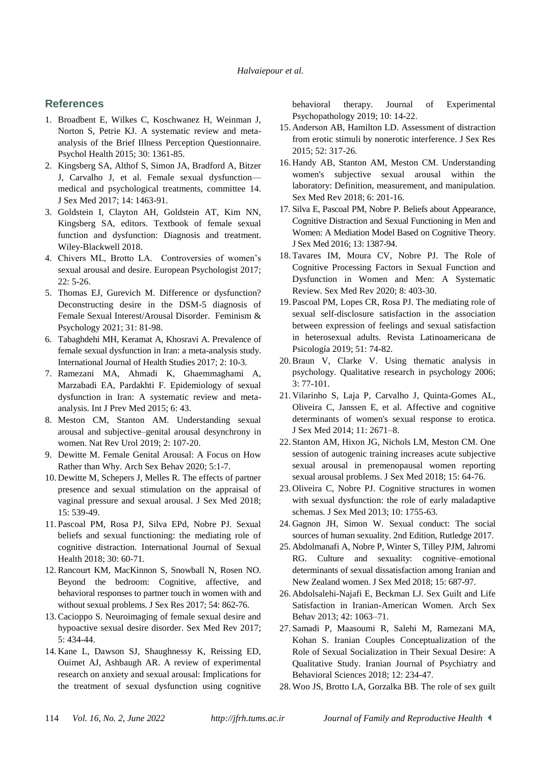## References

1. Broadbent E, Wilkes C, Koschwanez H, Weinman J, Norton S, Petrie KJ. A systematic review and meta-analysis of the Brief Illness Perception Questionnaire. Psychol Health 2015; 30: 1361-85.
2. Kingsberg SA, Althof S, Simon JA, Bradford A, Bitzer J, Carvalho J, et al. Female sexual dysfunction—medical and psychological treatments, committee 14. J Sex Med 2017; 14: 1463-91.
3. Goldstein I, Clayton AH, Goldstein AT, Kim NN, Kingsberg SA, editors. Textbook of female sexual function and dysfunction: Diagnosis and treatment. Wiley-Blackwell 2018.
4. Chivers ML, Brotto LA. Controversies of women's sexual arousal and desire. European Psychologist 2017; 22: 5-26.
5. Thomas EJ, Gurevich M. Difference or dysfunction? Deconstructing desire in the DSM-5 diagnosis of Female Sexual Interest/Arousal Disorder. Feminism & Psychology 2021; 31: 81-98.
6. Tabaghdehi MH, Keramat A, Khosravi A. Prevalence of female sexual dysfunction in Iran: a meta-analysis study. International Journal of Health Studies 2017; 2: 10-3.
7. Ramezani MA, Ahmadi K, Ghaemmaghami A, Marzabadi EA, Pardakhti F. Epidemiology of sexual dysfunction in Iran: A systematic review and meta-analysis. Int J Prev Med 2015; 6: 43.
8. Meston CM, Stanton AM. Understanding sexual arousal and subjective–genital arousal desynchrony in women. Nat Rev Urol 2019; 2: 107-20.
9. Dewitte M. Female Genital Arousal: A Focus on How Rather than Why. Arch Sex Behav 2020; 5:1-7.
10. Dewitte M, Schepers J, Melles R. The effects of partner presence and sexual stimulation on the appraisal of vaginal pressure and sexual arousal. J Sex Med 2018; 15: 539-49.
11. Pascoal PM, Rosa PJ, Silva EPd, Nobre PJ. Sexual beliefs and sexual functioning: the mediating role of cognitive distraction. International Journal of Sexual Health 2018; 30: 60-71.
12. Rancourt KM, MacKinnon S, Snowball N, Rosen NO. Beyond the bedroom: Cognitive, affective, and behavioral responses to partner touch in women with and without sexual problems. J Sex Res 2017; 54: 862-76.
13. Cacioppo S. Neuroimaging of female sexual desire and hypoactive sexual desire disorder. Sex Med Rev 2017; 5: 434-44.
14. Kane L, Dawson SJ, Shaughnessy K, Reissing ED, Ouimet AJ, Ashbaugh AR. A review of experimental research on anxiety and sexual arousal: Implications for the treatment of sexual dysfunction using cognitive behavioral therapy. Journal of Experimental Psychopathology 2019; 10: 14-22.
15. Anderson AB, Hamilton LD. Assessment of distraction from erotic stimuli by nonerotic interference. J Sex Res 2015; 52: 317-26.
16. Handy AB, Stanton AM, Meston CM. Understanding women's subjective sexual arousal within the laboratory: Definition, measurement, and manipulation. Sex Med Rev 2018; 6: 201-16.
17. Silva E, Pascoal PM, Nobre P. Beliefs about Appearance, Cognitive Distraction and Sexual Functioning in Men and Women: A Mediation Model Based on Cognitive Theory. J Sex Med 2016; 13: 1387-94.
18. Tavares IM, Moura CV, Nobre PJ. The Role of Cognitive Processing Factors in Sexual Function and Dysfunction in Women and Men: A Systematic Review. Sex Med Rev 2020; 8: 403-30.
19. Pascoal PM, Lopes CR, Rosa PJ. The mediating role of sexual self-disclosure satisfaction in the association between expression of feelings and sexual satisfaction in heterosexual adults. Revista Latinoamericana de Psicología 2019; 51: 74-82.
20. Braun V, Clarke V. Using thematic analysis in psychology. Qualitative research in psychology 2006; 3: 77-101.
21. Vilarinho S, Laja P, Carvalho J, Quinta-Gomes AL, Oliveira C, Janssen E, et al. Affective and cognitive determinants of women's sexual response to erotica. J Sex Med 2014; 11: 2671–8.
22. Stanton AM, Hixon JG, Nichols LM, Meston CM. One session of autogenic training increases acute subjective sexual arousal in premenopausal women reporting sexual arousal problems. J Sex Med 2018; 15: 64-76.
23. Oliveira C, Nobre PJ. Cognitive structures in women with sexual dysfunction: the role of early maladaptive schemas. J Sex Med 2013; 10: 1755-63.
24. Gagnon JH, Simon W. Sexual conduct: The social sources of human sexuality. 2nd Edition, Rutledge 2017.
25. Abdolmanafi A, Nobre P, Winter S, Tilley PJM, Jahromi RG. Culture and sexuality: cognitive–emotional determinants of sexual dissatisfaction among Iranian and New Zealand women. J Sex Med 2018; 15: 687-97.
26. Abdolsalehi-Najafi E, Beckman LJ. Sex Guilt and Life Satisfaction in Iranian-American Women. Arch Sex Behav 2013; 42: 1063–71.
27. Samadi P, Maasoumi R, Salehi M, Ramezani MA, Kohan S. Iranian Couples Conceptualization of the Role of Sexual Socialization in Their Sexual Desire: A Qualitative Study. Iranian Journal of Psychiatry and Behavioral Sciences 2018; 12: 234-47.
28. Woo JS, Brotto LA, Gorzalka BB. The role of sex guilt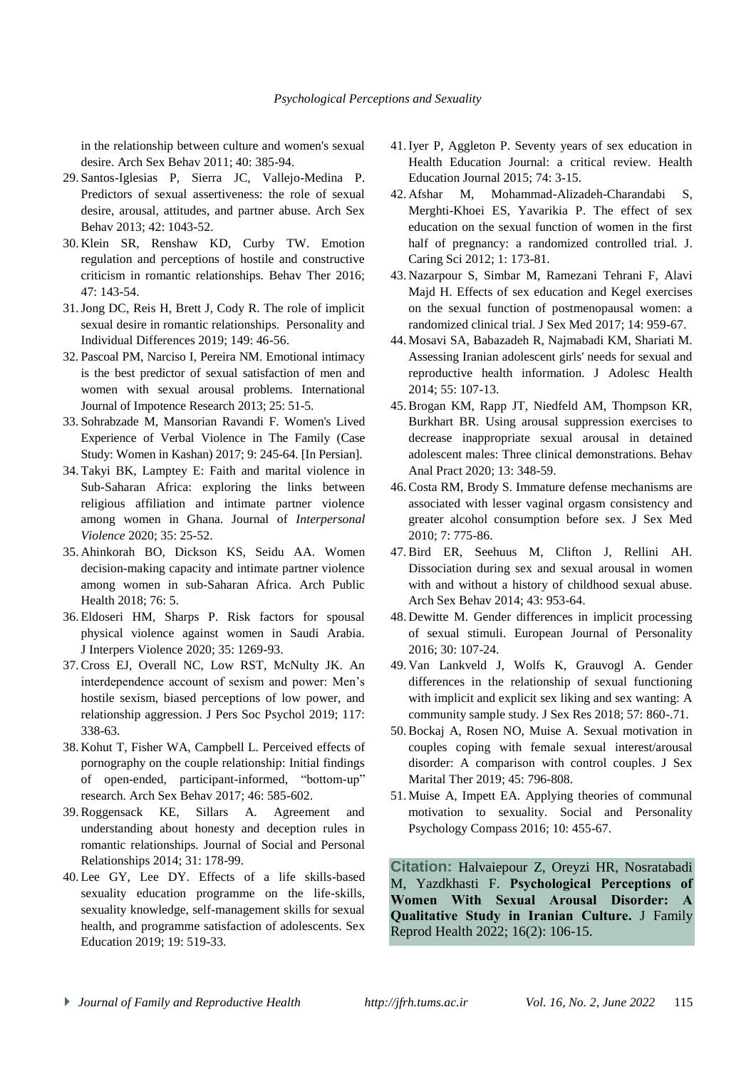in the relationship between culture and women's sexual desire. Arch Sex Behav 2011; 40: 385-94.

29. Santos-Iglesias P, Sierra JC, Vallejo-Medina P. Predictors of sexual assertiveness: the role of sexual desire, arousal, attitudes, and partner abuse. Arch Sex Behav 2013; 42: 1043-52.
30. Klein SR, Renshaw KD, Curby TW. Emotion regulation and perceptions of hostile and constructive criticism in romantic relationships. Behav Ther 2016; 47: 143-54.
31. Jong DC, Reis H, Brett J, Cody R. The role of implicit sexual desire in romantic relationships. Personality and Individual Differences 2019; 149: 46-56.
32. Pascoal PM, Narciso I, Pereira NM. Emotional intimacy is the best predictor of sexual satisfaction of men and women with sexual arousal problems. International Journal of Impotence Research 2013; 25: 51-5.
33. Sohrabzade M, Mansorian Ravandi F. Women's Lived Experience of Verbal Violence in The Family (Case Study: Women in Kashan) 2017; 9: 245-64. [In Persian].
34. Takyi BK, Lamptey E: Faith and marital violence in Sub-Saharan Africa: exploring the links between religious affiliation and intimate partner violence among women in Ghana. Journal of *Interpersonal Violence* 2020; 35: 25-52.
35. Ahinkorah BO, Dickson KS, Seidu AA. Women decision-making capacity and intimate partner violence among women in sub-Saharan Africa. Arch Public Health 2018; 76: 5.
36. Eldoseri HM, Sharps P. Risk factors for spousal physical violence against women in Saudi Arabia. J Interpers Violence 2020; 35: 1269-93.
37. Cross EJ, Overall NC, Low RST, McNulty JK. An interdependence account of sexism and power: Men’s hostile sexism, biased perceptions of low power, and relationship aggression. J Pers Soc Psychol 2019; 117: 338-63.
38. Kohut T, Fisher WA, Campbell L. Perceived effects of pornography on the couple relationship: Initial findings of open-ended, participant-informed, “bottom-up” research. Arch Sex Behav 2017; 46: 585-602.
39. Roggensack KE, Sillars A. Agreement and understanding about honesty and deception rules in romantic relationships. Journal of Social and Personal Relationships 2014; 31: 178-99.
40. Lee GY, Lee DY. Effects of a life skills-based sexuality education programme on the life-skills, sexuality knowledge, self-management skills for sexual health, and programme satisfaction of adolescents. Sex Education 2019; 19: 519-33.
41. Iyer P, Aggleton P. Seventy years of sex education in Health Education Journal: a critical review. Health Education Journal 2015; 74: 3-15.
42. Afshar M, Mohammad-Alizadeh-Charandabi S, Merghti-Khoei ES, Yavarikia P. The effect of sex education on the sexual function of women in the first half of pregnancy: a randomized controlled trial. J. Caring Sci 2012; 1: 173-81.
43. Nazarpour S, Simbar M, Ramezani Tehrani F, Alavi Majd H. Effects of sex education and Kegel exercises on the sexual function of postmenopausal women: a randomized clinical trial. J Sex Med 2017; 14: 959-67.
44. Mosavi SA, Babazadeh R, Najmabadi KM, Shariati M. Assessing Iranian adolescent girls' needs for sexual and reproductive health information. J Adolesc Health 2014; 55: 107-13.
45. Brogan KM, Rapp JT, Niedfeld AM, Thompson KR, Burkhart BR. Using arousal suppression exercises to decrease inappropriate sexual arousal in detained adolescent males: Three clinical demonstrations. Behav Anal Pract 2020; 13: 348-59.
46. Costa RM, Brody S. Immature defense mechanisms are associated with lesser vaginal orgasm consistency and greater alcohol consumption before sex. J Sex Med 2010; 7: 775-86.
47. Bird ER, Seehuus M, Clifton J, Rellini AH. Dissociation during sex and sexual arousal in women with and without a history of childhood sexual abuse. Arch Sex Behav 2014; 43: 953-64.
48. Dewitte M. Gender differences in implicit processing of sexual stimuli. European Journal of Personality 2016; 30: 107-24.
49. Van Lankveld J, Wolfs K, Grauvogl A. Gender differences in the relationship of sexual functioning with implicit and explicit sex liking and sex wanting: A community sample study. J Sex Res 2018; 57: 860-.71.
50. Bockaj A, Rosen NO, Muise A. Sexual motivation in couples coping with female sexual interest/arousal disorder: A comparison with control couples. J Sex Marital Ther 2019; 45: 796-808.
51. Muise A, Impett EA. Applying theories of communal motivation to sexuality. Social and Personality Psychology Compass 2016; 10: 455-67.

**Citation:** Halvaiepour Z, Oreyzi HR, Nosratabadi M, Yazdkhasti F. **Psychological Perceptions of Women With Sexual Arousal Disorder: A Qualitative Study in Iranian Culture.** J Family Reprod Health 2022; 16(2): 106-15.